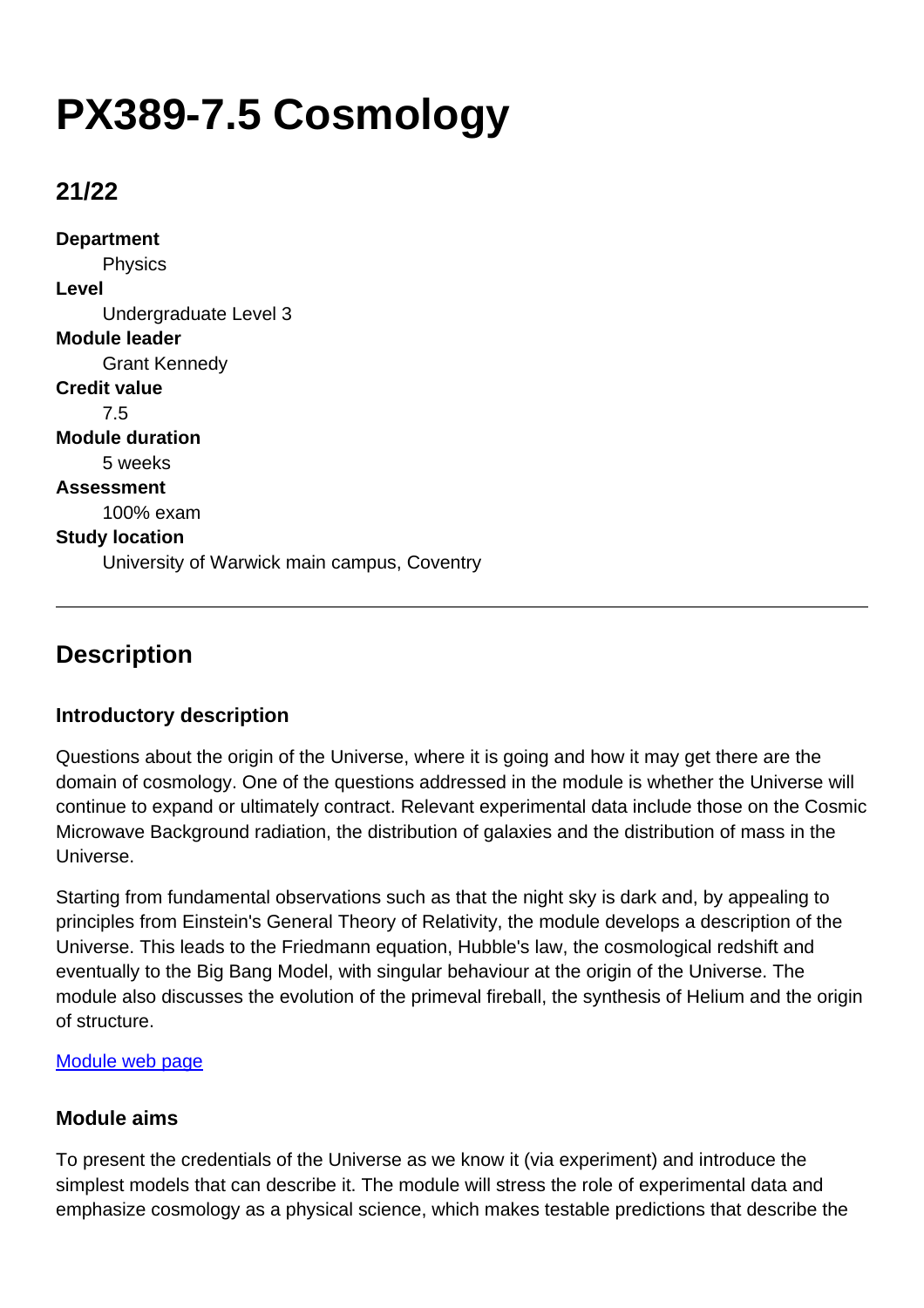# PX389-7.5 Cosmology

## 21/22

**Department**
Physics

**Level**
Undergraduate Level 3

**Module leader**
Grant Kennedy

**Credit value**
7.5

**Module duration**
5 weeks

**Assessment**
100% exam

**Study location**
University of Warwick main campus, Coventry

---

## Description

### Introductory description

Questions about the origin of the Universe, where it is going and how it may get there are the domain of cosmology. One of the questions addressed in the module is whether the Universe will continue to expand or ultimately contract. Relevant experimental data include those on the Cosmic Microwave Background radiation, the distribution of galaxies and the distribution of mass in the Universe.

Starting from fundamental observations such as that the night sky is dark and, by appealing to principles from Einstein's General Theory of Relativity, the module develops a description of the Universe. This leads to the Friedmann equation, Hubble's law, the cosmological redshift and eventually to the Big Bang Model, with singular behaviour at the origin of the Universe. The module also discusses the evolution of the primeval fireball, the synthesis of Helium and the origin of structure.

[Module web page]

### Module aims

To present the credentials of the Universe as we know it (via experiment) and introduce the simplest models that can describe it. The module will stress the role of experimental data and emphasize cosmology as a physical science, which makes testable predictions that describe the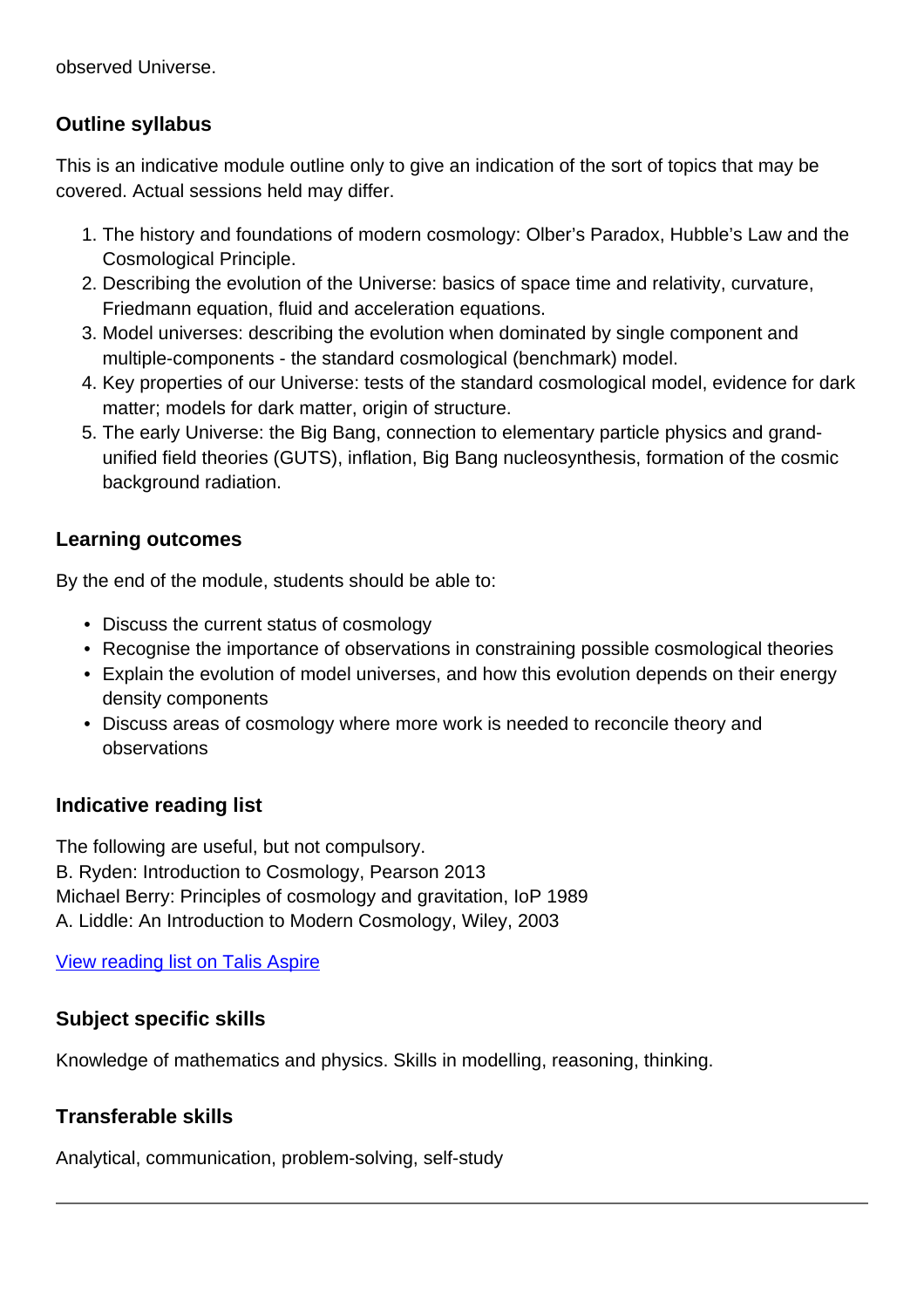observed Universe.

### Outline syllabus

This is an indicative module outline only to give an indication of the sort of topics that may be covered. Actual sessions held may differ.

1. The history and foundations of modern cosmology: Olber's Paradox, Hubble's Law and the Cosmological Principle.
2. Describing the evolution of the Universe: basics of space time and relativity, curvature, Friedmann equation, fluid and acceleration equations.
3. Model universes: describing the evolution when dominated by single component and multiple-components - the standard cosmological (benchmark) model.
4. Key properties of our Universe: tests of the standard cosmological model, evidence for dark matter; models for dark matter, origin of structure.
5. The early Universe: the Big Bang, connection to elementary particle physics and grand-unified field theories (GUTS), inflation, Big Bang nucleosynthesis, formation of the cosmic background radiation.

### Learning outcomes

By the end of the module, students should be able to:

- Discuss the current status of cosmology
- Recognise the importance of observations in constraining possible cosmological theories
- Explain the evolution of model universes, and how this evolution depends on their energy density components
- Discuss areas of cosmology where more work is needed to reconcile theory and observations

### Indicative reading list

The following are useful, but not compulsory.
B. Ryden: Introduction to Cosmology, Pearson 2013
Michael Berry: Principles of cosmology and gravitation, IoP 1989
A. Liddle: An Introduction to Modern Cosmology, Wiley, 2003

View reading list on Talis Aspire

### Subject specific skills

Knowledge of mathematics and physics. Skills in modelling, reasoning, thinking.

### Transferable skills

Analytical, communication, problem-solving, self-study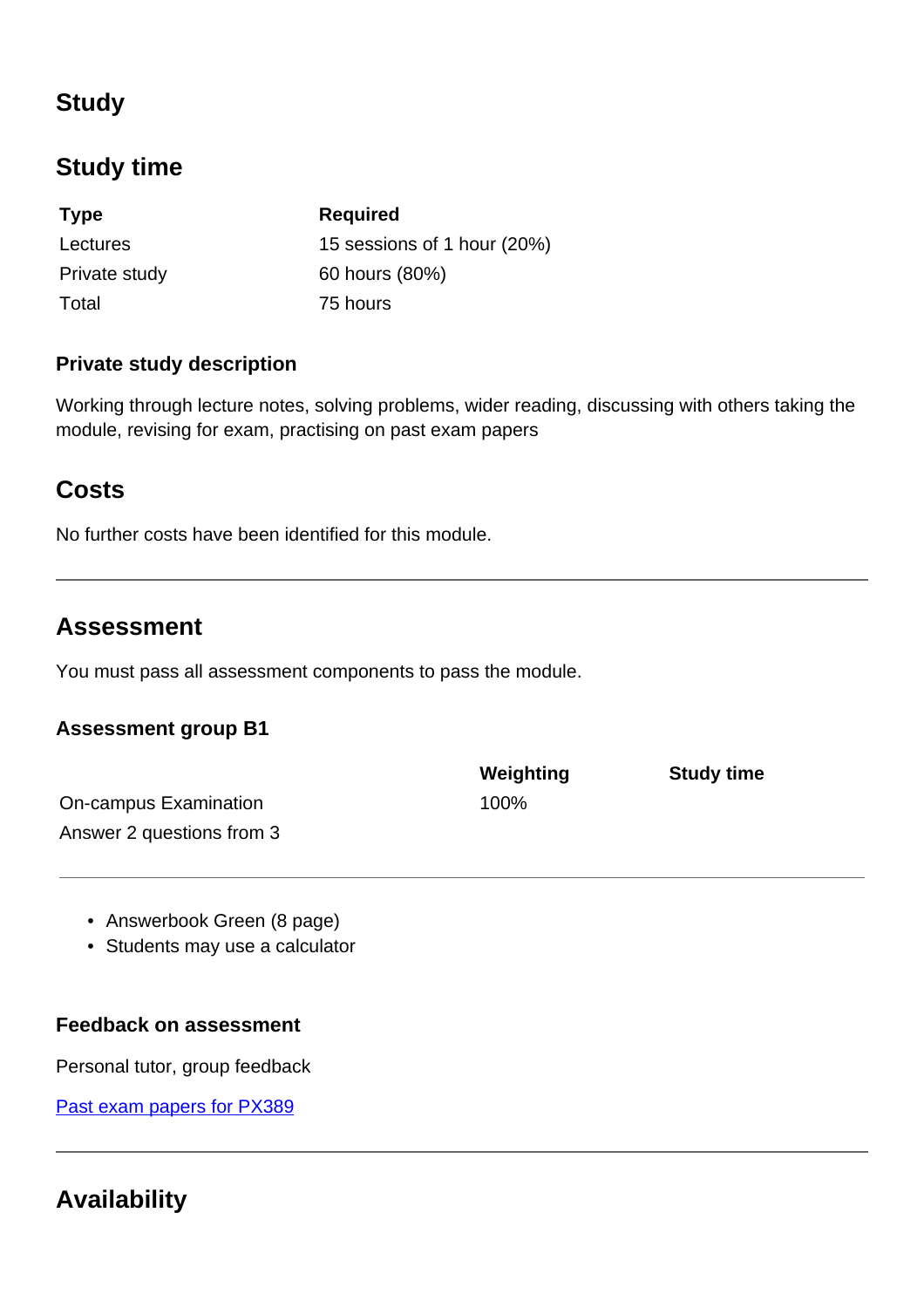## Study

### Study time

| Type | Required |
| --- | --- |
| Lectures | 15 sessions of 1 hour (20%) |
| Private study | 60 hours (80%) |
| Total | 75 hours |

#### Private study description

Working through lecture notes, solving problems, wider reading, discussing with others taking the module, revising for exam, practising on past exam papers

### Costs

No further costs have been identified for this module.

## Assessment

You must pass all assessment components to pass the module.

#### Assessment group B1

| | Weighting | Study time |
| --- | --- | --- |
| On-campus Examination<br>Answer 2 questions from 3 | 100% | |

- Answerbook Green (8 page)
- Students may use a calculator

#### Feedback on assessment

Personal tutor, group feedback

Past exam papers for PX389

## Availability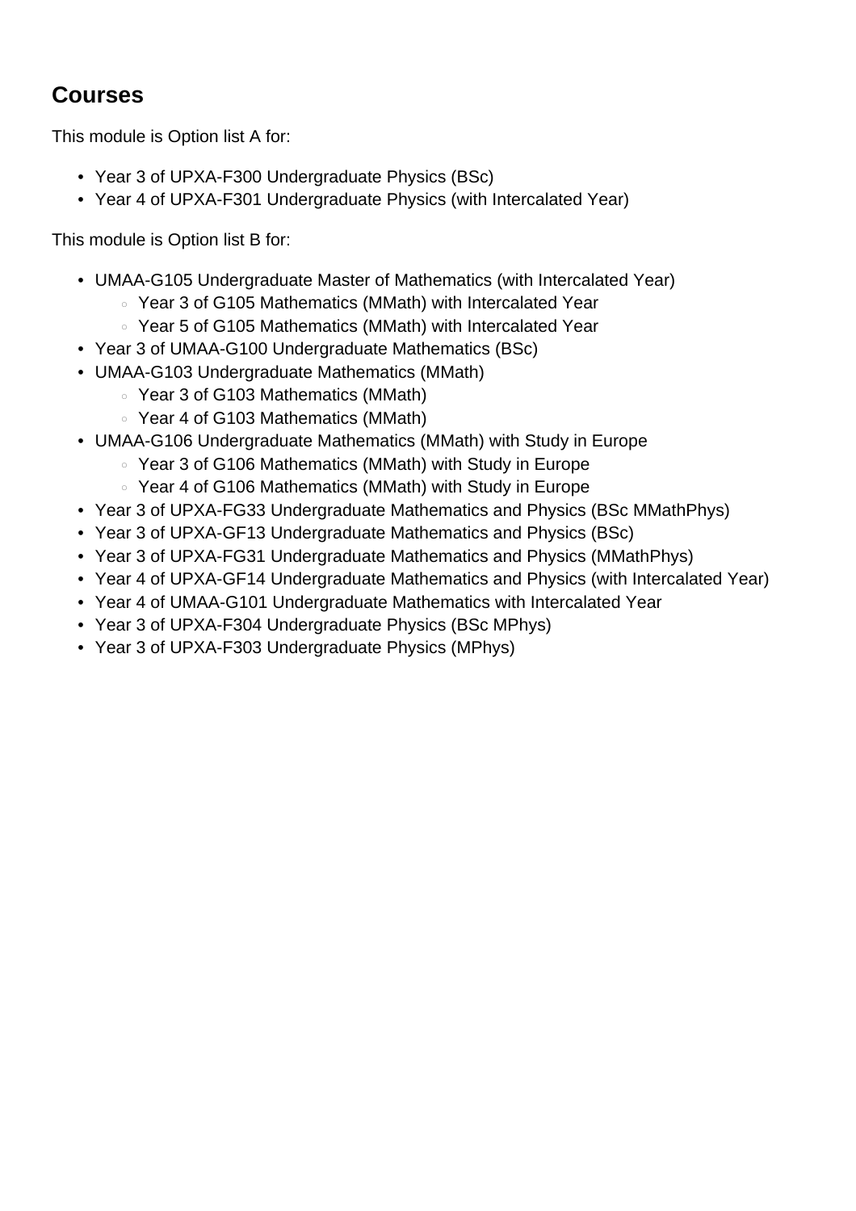## Courses

This module is Option list A for:

- Year 3 of UPXA-F300 Undergraduate Physics (BSc)
- Year 4 of UPXA-F301 Undergraduate Physics (with Intercalated Year)

This module is Option list B for:

- UMAA-G105 Undergraduate Master of Mathematics (with Intercalated Year)
  - Year 3 of G105 Mathematics (MMath) with Intercalated Year
  - Year 5 of G105 Mathematics (MMath) with Intercalated Year
- Year 3 of UMAA-G100 Undergraduate Mathematics (BSc)
- UMAA-G103 Undergraduate Mathematics (MMath)
  - Year 3 of G103 Mathematics (MMath)
  - Year 4 of G103 Mathematics (MMath)
- UMAA-G106 Undergraduate Mathematics (MMath) with Study in Europe
  - Year 3 of G106 Mathematics (MMath) with Study in Europe
  - Year 4 of G106 Mathematics (MMath) with Study in Europe
- Year 3 of UPXA-FG33 Undergraduate Mathematics and Physics (BSc MMathPhys)
- Year 3 of UPXA-GF13 Undergraduate Mathematics and Physics (BSc)
- Year 3 of UPXA-FG31 Undergraduate Mathematics and Physics (MMathPhys)
- Year 4 of UPXA-GF14 Undergraduate Mathematics and Physics (with Intercalated Year)
- Year 4 of UMAA-G101 Undergraduate Mathematics with Intercalated Year
- Year 3 of UPXA-F304 Undergraduate Physics (BSc MPhys)
- Year 3 of UPXA-F303 Undergraduate Physics (MPhys)